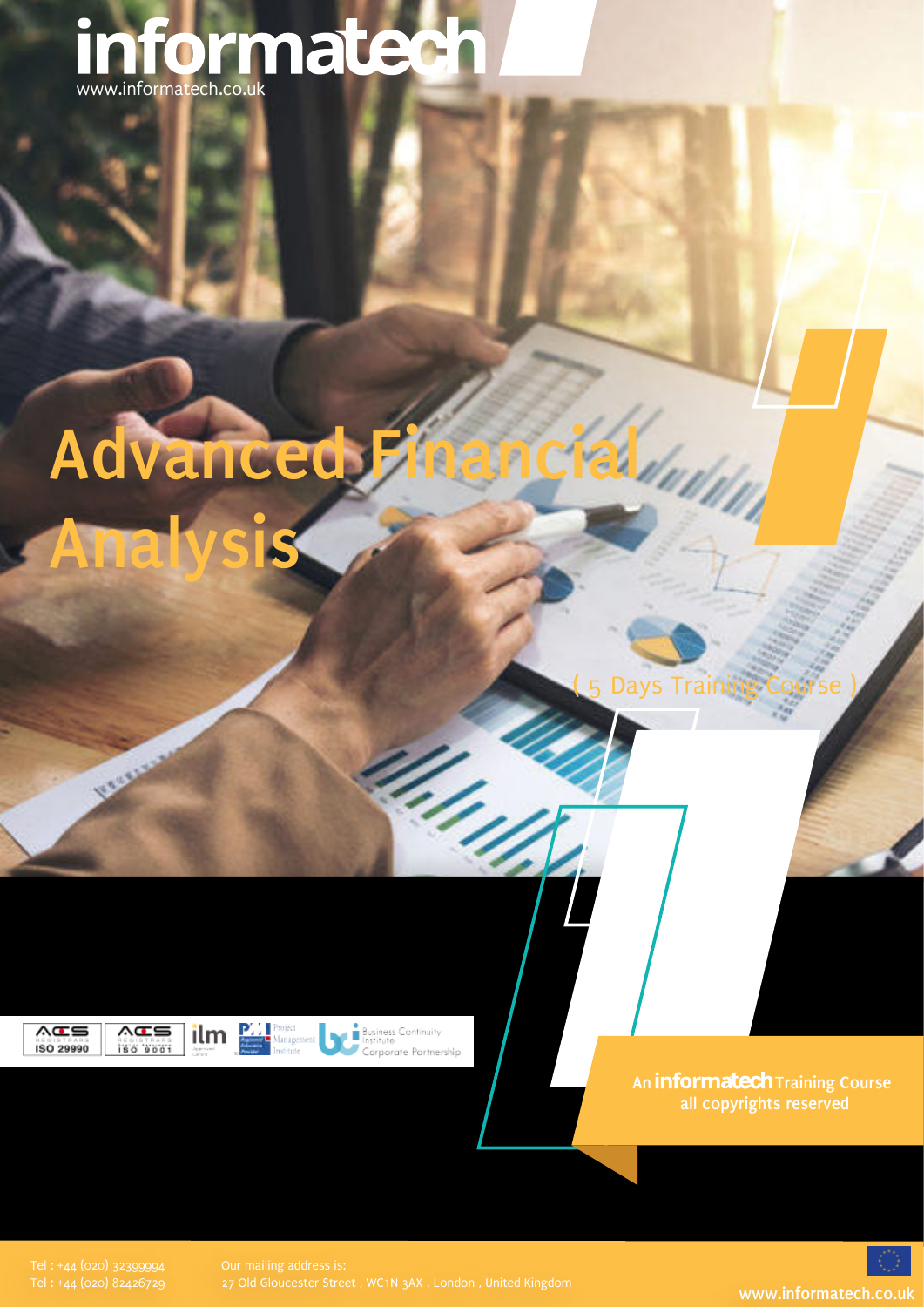informatech

www.informatech.co.uk

# Advanced Financial Analysis

( 5 Days Training Course )

An informatech Training Course
all copyrights reserved

Tel : +44 (020) 32399994
Tel : +44 (020) 82426729

Our mailing address is:
27 Old Gloucester Street , WC1N 3AX , London , United Kingdom

www.informatech.co.uk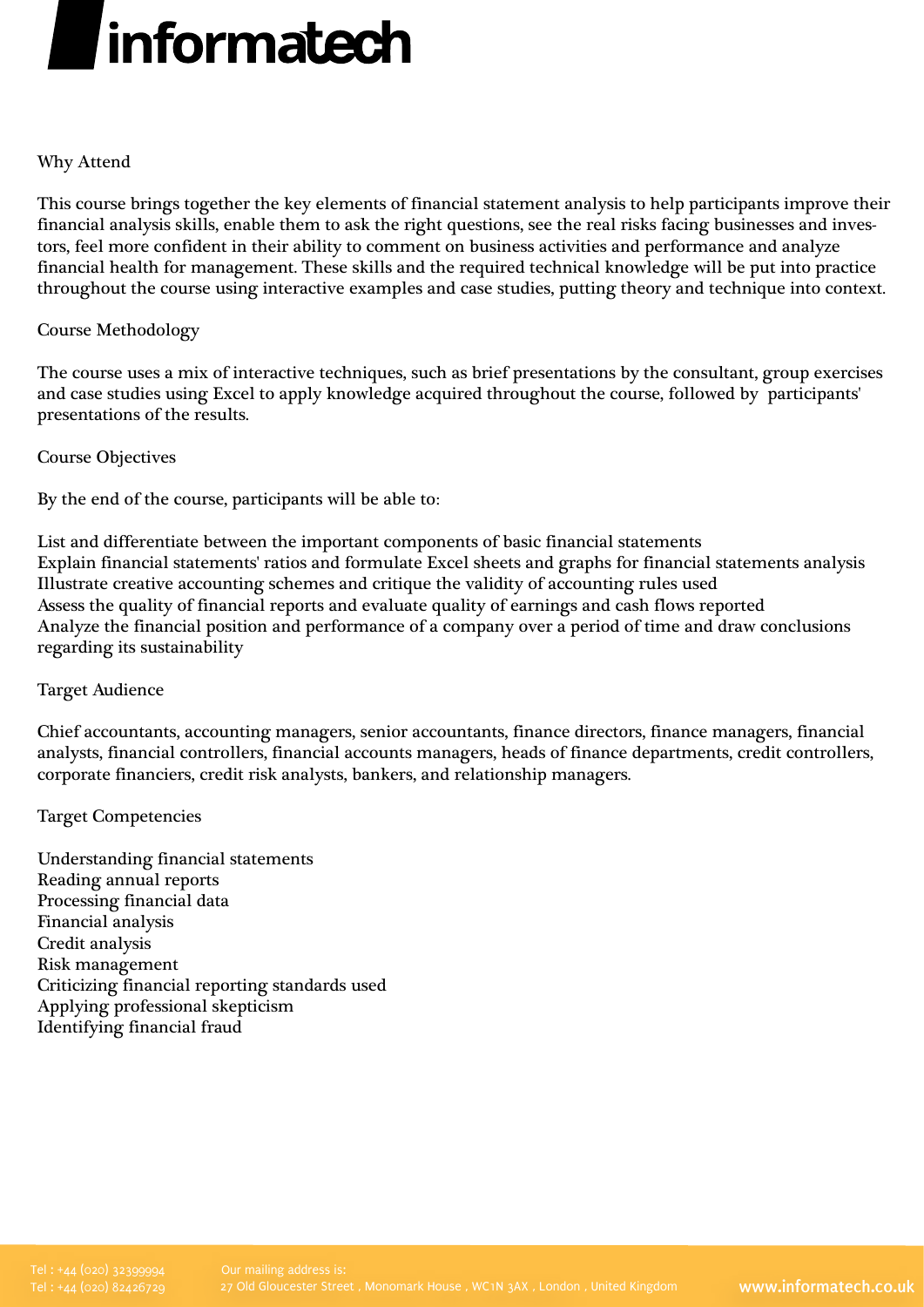## Why Attend

This course brings together the key elements of financial statement analysis to help participants improve their financial analysis skills, enable them to ask the right questions, see the real risks facing businesses and investors, feel more confident in their ability to comment on business activities and performance and analyze financial health for management. These skills and the required technical knowledge will be put into practice throughout the course using interactive examples and case studies, putting theory and technique into context.

## Course Methodology

The course uses a mix of interactive techniques, such as brief presentations by the consultant, group exercises and case studies using Excel to apply knowledge acquired throughout the course, followed by participants' presentations of the results.

## Course Objectives

By the end of the course, participants will be able to:

- List and differentiate between the important components of basic financial statements
- Explain financial statements' ratios and formulate Excel sheets and graphs for financial statements analysis
- Illustrate creative accounting schemes and critique the validity of accounting rules used
- Assess the quality of financial reports and evaluate quality of earnings and cash flows reported
- Analyze the financial position and performance of a company over a period of time and draw conclusions regarding its sustainability

## Target Audience

Chief accountants, accounting managers, senior accountants, finance directors, finance managers, financial analysts, financial controllers, financial accounts managers, heads of finance departments, credit controllers, corporate financiers, credit risk analysts, bankers, and relationship managers.

## Target Competencies

- Understanding financial statements
- Reading annual reports
- Processing financial data
- Financial analysis
- Credit analysis
- Risk management
- Criticizing financial reporting standards used
- Applying professional skepticism
- Identifying financial fraud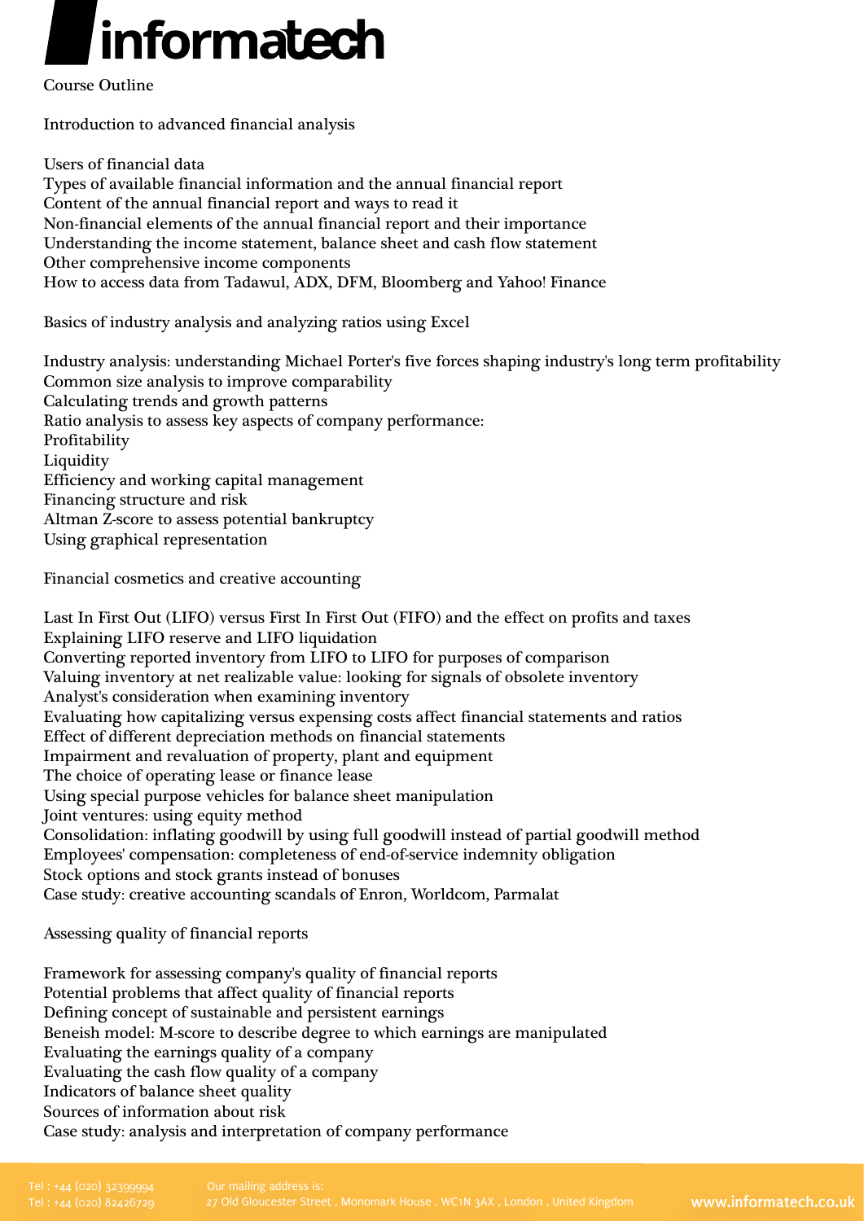Course Outline

## Introduction to advanced financial analysis

- Users of financial data
- Types of available financial information and the annual financial report
- Content of the annual financial report and ways to read it
- Non-financial elements of the annual financial report and their importance
- Understanding the income statement, balance sheet and cash flow statement
- Other comprehensive income components
- How to access data from Tadawul, ADX, DFM, Bloomberg and Yahoo! Finance

## Basics of industry analysis and analyzing ratios using Excel

- Industry analysis: understanding Michael Porter's five forces shaping industry's long term profitability
- Common size analysis to improve comparability
- Calculating trends and growth patterns
- Ratio analysis to assess key aspects of company performance:
- Profitability
- Liquidity
- Efficiency and working capital management
- Financing structure and risk
- Altman Z-score to assess potential bankruptcy
- Using graphical representation

## Financial cosmetics and creative accounting

- Last In First Out (LIFO) versus First In First Out (FIFO) and the effect on profits and taxes
- Explaining LIFO reserve and LIFO liquidation
- Converting reported inventory from LIFO to LIFO for purposes of comparison
- Valuing inventory at net realizable value: looking for signals of obsolete inventory
- Analyst's consideration when examining inventory
- Evaluating how capitalizing versus expensing costs affect financial statements and ratios
- Effect of different depreciation methods on financial statements
- Impairment and revaluation of property, plant and equipment
- The choice of operating lease or finance lease
- Using special purpose vehicles for balance sheet manipulation
- Joint ventures: using equity method
- Consolidation: inflating goodwill by using full goodwill instead of partial goodwill method
- Employees' compensation: completeness of end-of-service indemnity obligation
- Stock options and stock grants instead of bonuses
- Case study: creative accounting scandals of Enron, Worldcom, Parmalat

## Assessing quality of financial reports

- Framework for assessing company's quality of financial reports
- Potential problems that affect quality of financial reports
- Defining concept of sustainable and persistent earnings
- Beneish model: M-score to describe degree to which earnings are manipulated
- Evaluating the earnings quality of a company
- Evaluating the cash flow quality of a company
- Indicators of balance sheet quality
- Sources of information about risk
- Case study: analysis and interpretation of company performance